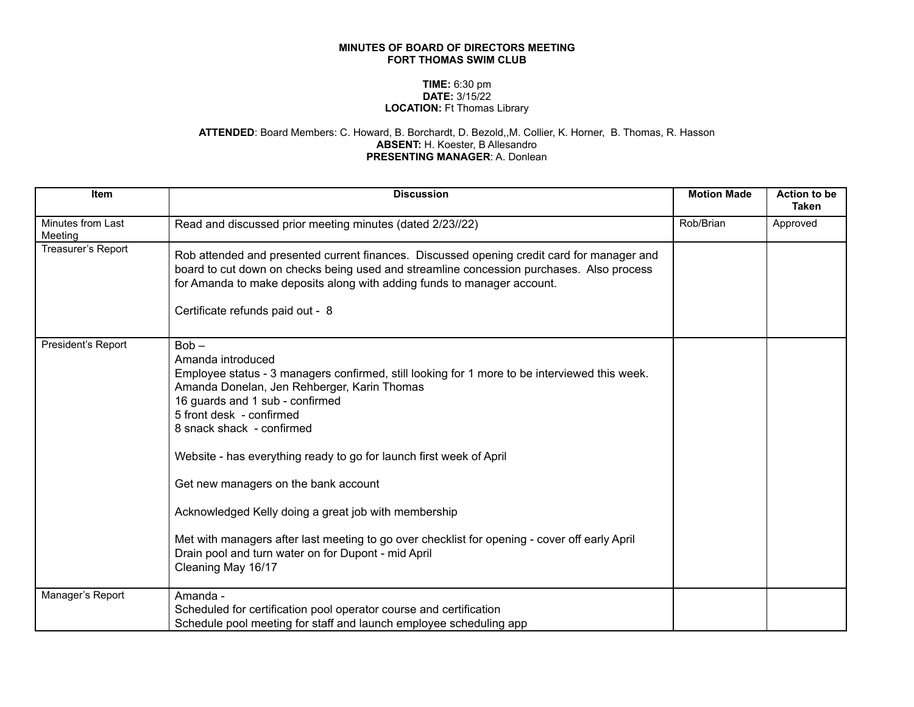**MINUTES OF BOARD OF DIRECTORS MEETING**
**FORT THOMAS SWIM CLUB**

**TIME:** 6:30 pm
**DATE:** 3/15/22
**LOCATION:** Ft Thomas Library

**ATTENDED**: Board Members: C. Howard, B. Borchardt, D. Bezold,,M. Collier, K. Horner, B. Thomas, R. Hasson
**ABSENT:** H. Koester, B Allesandro
**PRESENTING MANAGER**: A. Donlean

| Item | Discussion | Motion Made | Action to be Taken |
|---|---|---|---|
| Minutes from Last Meeting | Read and discussed prior meeting minutes (dated 2/23//22) | Rob/Brian | Approved |
| Treasurer's Report | Rob attended and presented current finances. Discussed opening credit card for manager and board to cut down on checks being used and streamline concession purchases. Also process for Amanda to make deposits along with adding funds to manager account.<br><br>Certificate refunds paid out - 8 | | |
| President's Report | Bob –<br>Amanda introduced<br>Employee status - 3 managers confirmed, still looking for 1 more to be interviewed this week.<br>Amanda Donelan, Jen Rehberger, Karin Thomas<br>16 guards and 1 sub - confirmed<br>5 front desk - confirmed<br>8 snack shack - confirmed<br><br>Website - has everything ready to go for launch first week of April<br><br>Get new managers on the bank account<br><br>Acknowledged Kelly doing a great job with membership<br><br>Met with managers after last meeting to go over checklist for opening - cover off early April<br>Drain pool and turn water on for Dupont - mid April<br>Cleaning May 16/17 | | |
| Manager's Report | Amanda -<br>Scheduled for certification pool operator course and certification<br>Schedule pool meeting for staff and launch employee scheduling app | | |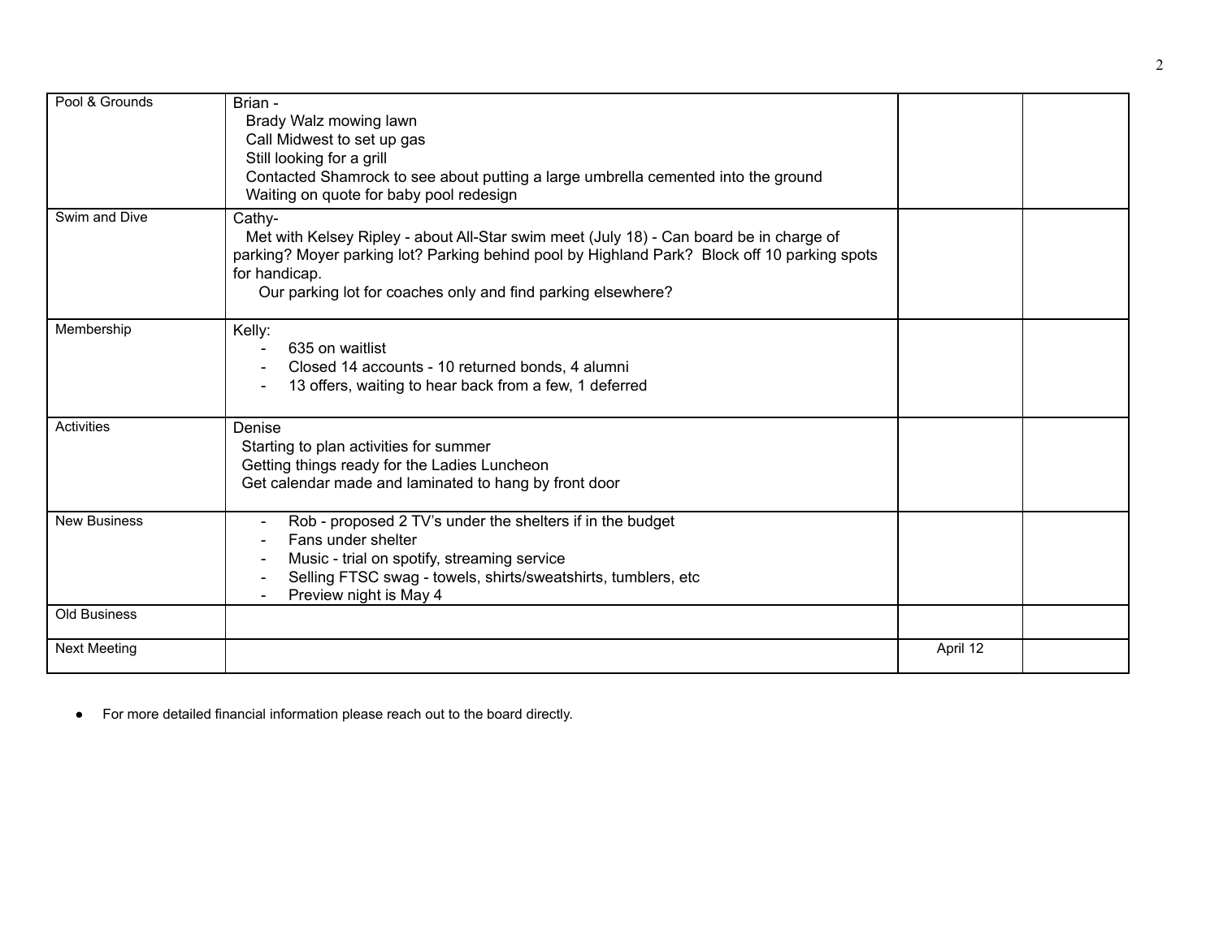| | | | |
|---|---|---|---|
| Pool & Grounds | Brian -<br>Brady Walz mowing lawn<br>Call Midwest to set up gas<br>Still looking for a grill<br>Contacted Shamrock to see about putting a large umbrella cemented into the ground<br>Waiting on quote for baby pool redesign | | |
| Swim and Dive | Cathy-<br>Met with Kelsey Ripley - about All-Star swim meet (July 18) - Can board be in charge of parking? Moyer parking lot? Parking behind pool by Highland Park? Block off 10 parking spots for handicap.<br>Our parking lot for coaches only and find parking elsewhere? | | |
| Membership | Kelly:<br>- 635 on waitlist<br>- Closed 14 accounts - 10 returned bonds, 4 alumni<br>- 13 offers, waiting to hear back from a few, 1 deferred | | |
| Activities | Denise<br>Starting to plan activities for summer<br>Getting things ready for the Ladies Luncheon<br>Get calendar made and laminated to hang by front door | | |
| New Business | - Rob - proposed 2 TV's under the shelters if in the budget<br>- Fans under shelter<br>- Music - trial on spotify, streaming service<br>- Selling FTSC swag - towels, shirts/sweatshirts, tumblers, etc<br>- Preview night is May 4 | | |
| Old Business | | | |
| Next Meeting | | April 12 | |

- For more detailed financial information please reach out to the board directly.